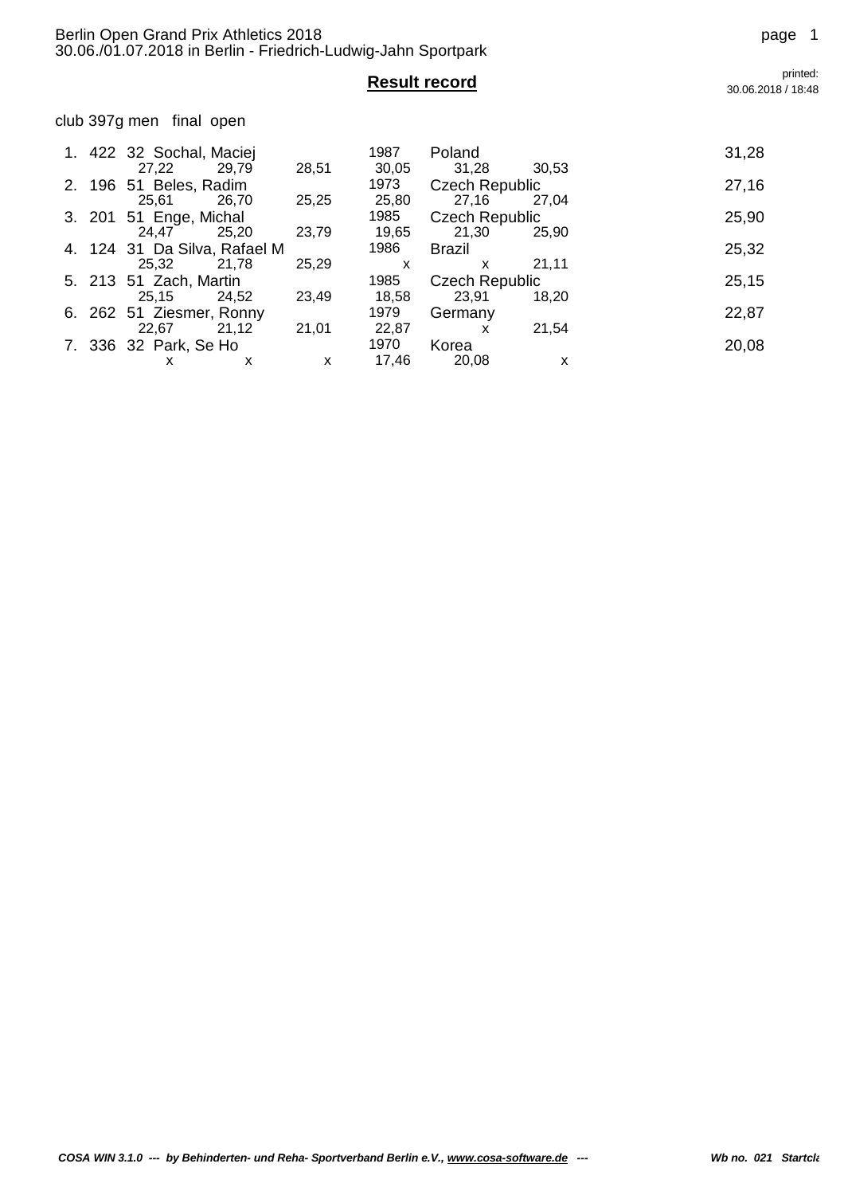Berlin Open Grand Prix Athletics 2018
30.06./01.07.2018 in Berlin - Friedrich-Ludwig-Jahn Sportpark

printed: 30.06.2018 / 18:48

## Result record

club 397g men final open

| Rank | No. | Class | Name | Year | Country | Result |
|---|---|---|---|---|---|---|
| 1. | 422 | 32 | Sochal, Maciej | 1987 | Poland | 31,28 |
| | | | 27,22 / 29,79 / 28,51 | 30,05 | 31,28 / 30,53 | |
| 2. | 196 | 51 | Beles, Radim | 1973 | Czech Republic | 27,16 |
| | | | 25,61 / 26,70 / 25,25 | 25,80 | 27,16 / 27,04 | |
| 3. | 201 | 51 | Enge, Michal | 1985 | Czech Republic | 25,90 |
| | | | 24,47 / 25,20 / 23,79 | 19,65 | 21,30 / 25,90 | |
| 4. | 124 | 31 | Da Silva, Rafael M | 1986 | Brazil | 25,32 |
| | | | 25,32 / 21,78 / 25,29 | x | x / 21,11 | |
| 5. | 213 | 51 | Zach, Martin | 1985 | Czech Republic | 25,15 |
| | | | 25,15 / 24,52 / 23,49 | 18,58 | 23,91 / 18,20 | |
| 6. | 262 | 51 | Ziesmer, Ronny | 1979 | Germany | 22,87 |
| | | | 22,67 / 21,12 / 21,01 | 22,87 | x / 21,54 | |
| 7. | 336 | 32 | Park, Se Ho | 1970 | Korea | 20,08 |
| | | | x / x / x | 17,46 | 20,08 / x | |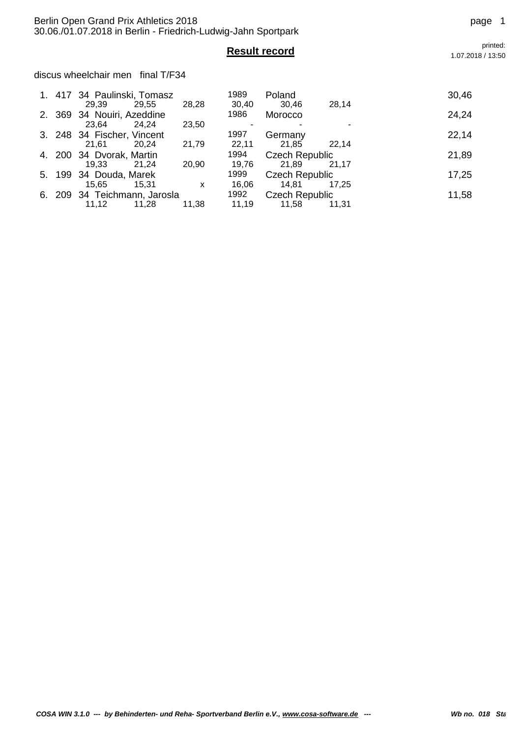**Result record**

discus wheelchair men final T/F34

| Rank | No. | Class | Name | Year | Country | Result |
|---|---|---|---|---|---|---|
| 1. | 417 | 34 | Paulinski, Tomasz | 1989 | Poland | 30,46 |
| | | | 29,39 29,55 28,28 | 30,40 | 30,46 28,14 | |
| 2. | 369 | 34 | Nouiri, Azeddine | 1986 | Morocco | 24,24 |
| | | | 23,64 24,24 23,50 | - | - - | |
| 3. | 248 | 34 | Fischer, Vincent | 1997 | Germany | 22,14 |
| | | | 21,61 20,24 21,79 | 22,11 | 21,85 22,14 | |
| 4. | 200 | 34 | Dvorak, Martin | 1994 | Czech Republic | 21,89 |
| | | | 19,33 21,24 20,90 | 19,76 | 21,89 21,17 | |
| 5. | 199 | 34 | Douda, Marek | 1999 | Czech Republic | 17,25 |
| | | | 15,65 15,31 x | 16,06 | 14,81 17,25 | |
| 6. | 209 | 34 | Teichmann, Jarosla | 1992 | Czech Republic | 11,58 |
| | | | 11,12 11,28 11,38 | 11,19 | 11,58 11,31 | |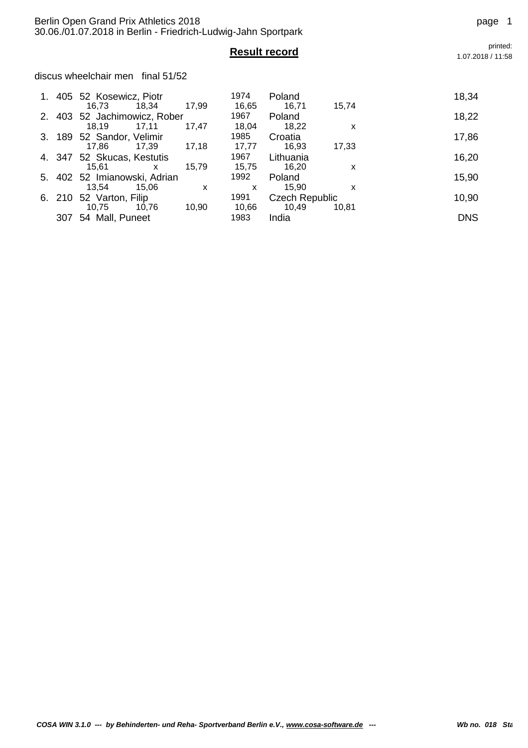Berlin Open Grand Prix Athletics 2018
30.06./01.07.2018 in Berlin - Friedrich-Ludwig-Jahn Sportpark

printed: 1.07.2018 / 11:58

## Result record

discus wheelchair men   final 51/52

| Rank | Bib | Class | Name | Year | Country | Result |
|---|---|---|---|---|---|---|
| 1. | 405 | 52 | Kosewicz, Piotr | 1974 | Poland | 18,34 |
| | | | 16,73 / 18,34 / 17,99 / 16,65 / 16,71 / 15,74 | | | |
| 2. | 403 | 52 | Jachimowicz, Rober | 1967 | Poland | 18,22 |
| | | | 18,19 / 17,11 / 17,47 / 18,04 / 18,22 / x | | | |
| 3. | 189 | 52 | Sandor, Velimir | 1985 | Croatia | 17,86 |
| | | | 17,86 / 17,39 / 17,18 / 17,77 / 16,93 / 17,33 | | | |
| 4. | 347 | 52 | Skucas, Kestutis | 1967 | Lithuania | 16,20 |
| | | | 15,61 / x / 15,79 / 15,75 / 16,20 / x | | | |
| 5. | 402 | 52 | Imianowski, Adrian | 1992 | Poland | 15,90 |
| | | | 13,54 / 15,06 / x / x / 15,90 / x | | | |
| 6. | 210 | 52 | Varton, Filip | 1991 | Czech Republic | 10,90 |
| | | | 10,75 / 10,76 / 10,90 / 10,66 / 10,49 / 10,81 | | | |
| | 307 | 54 | Mall, Puneet | 1983 | India | DNS |

*COSA WIN 3.1.0 --- by Behinderten- und Reha- Sportverband Berlin e.V., www.cosa-software.de ---*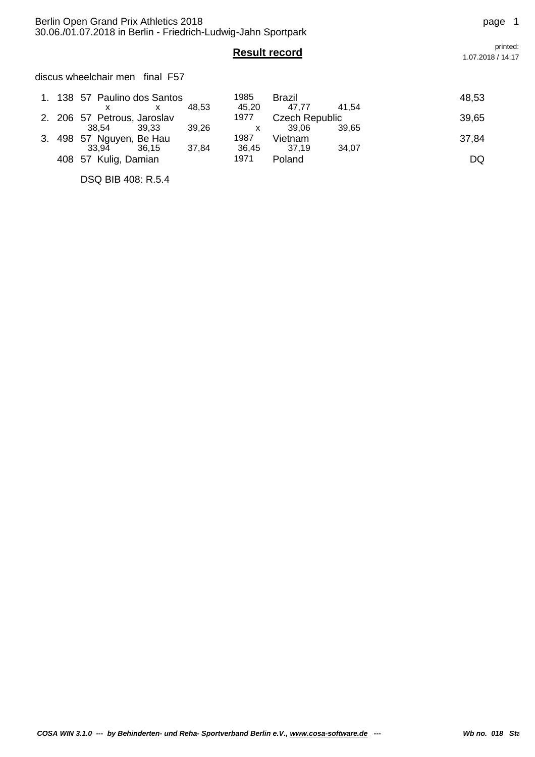Berlin Open Grand Prix Athletics 2018
30.06./01.07.2018 in Berlin - Friedrich-Ludwig-Jahn Sportpark

## Result record

printed: 1.07.2018 / 14:17

discus wheelchair men final F57

| Rank | Bib | Class | Name | Year | Country | Result |
|---|---|---|---|---|---|---|
| 1. | 138 | 57 | Paulino dos Santos | 1985 | Brazil | 48,53 |
| | | | x x 48,53 | 45,20 | 47,77 41,54 | |
| 2. | 206 | 57 | Petrous, Jaroslav | 1977 | Czech Republic | 39,65 |
| | | | 38,54 39,33 39,26 | x | 39,06 39,65 | |
| 3. | 498 | 57 | Nguyen, Be Hau | 1987 | Vietnam | 37,84 |
| | | | 33,94 36,15 37,84 | 36,45 | 37,19 34,07 | |
| | 408 | 57 | Kulig, Damian | 1971 | Poland | DQ |

DSQ BIB 408: R.5.4

*COSA WIN 3.1.0 --- by Behinderten- und Reha- Sportverband Berlin e.V., www.cosa-software.de ---* *Wb no. 018 Sta*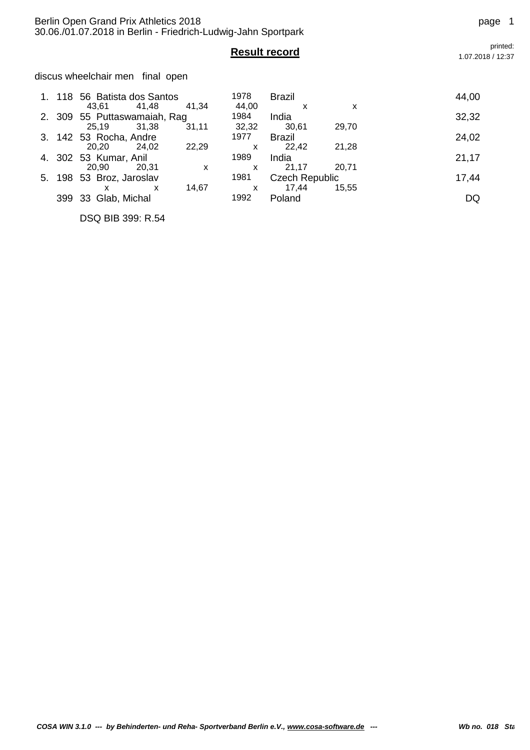## Result record

discus wheelchair men final open

| Rank | Bib | Class | Name | Year | Country | Result |
|---|---|---|---|---|---|---|
| 1. | 118 | 56 | Batista dos Santos | 1978 | Brazil | 44,00 |
| | | | 43,61 / 41,48 / 41,34 | 44,00 | x / x | |
| 2. | 309 | 55 | Puttaswamaiah, Rag | 1984 | India | 32,32 |
| | | | 25,19 / 31,38 / 31,11 | 32,32 | 30,61 / 29,70 | |
| 3. | 142 | 53 | Rocha, Andre | 1977 | Brazil | 24,02 |
| | | | 20,20 / 24,02 / 22,29 | x | 22,42 / 21,28 | |
| 4. | 302 | 53 | Kumar, Anil | 1989 | India | 21,17 |
| | | | 20,90 / 20,31 / x | x | 21,17 / 20,71 | |
| 5. | 198 | 53 | Broz, Jaroslav | 1981 | Czech Republic | 17,44 |
| | | | x / x / 14,67 | x | 17,44 / 15,55 | |
| | 399 | 33 | Glab, Michal | 1992 | Poland | DQ |

DSQ BIB 399: R.54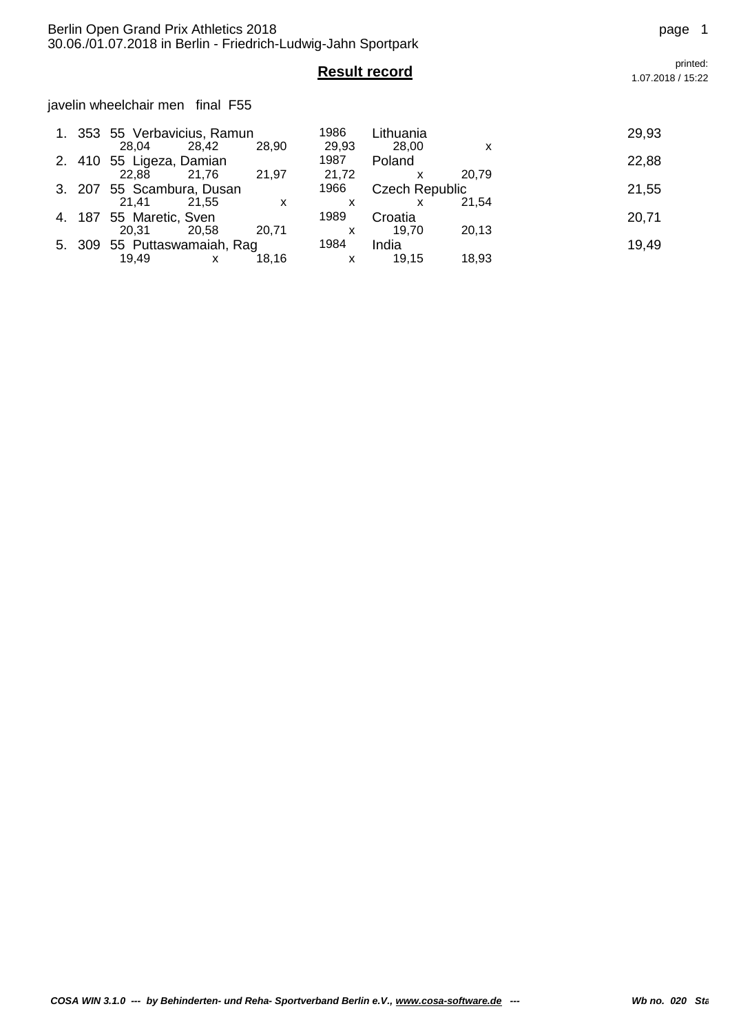Berlin Open Grand Prix Athletics 2018
30.06./01.07.2018 in Berlin - Friedrich-Ludwig-Jahn Sportpark

printed: 1.07.2018 / 15:22

## Result record

javelin wheelchair men final F55

| Rank | No. | Class | Name | Year | Country | Result |
|---|---|---|---|---|---|---|
| 1. | 353 | 55 | Verbavicius, Ramun | 1986 | Lithuania | 29,93 |
| | | | 28,04 28,42 28,90 | 29,93 | 28,00 x | |
| 2. | 410 | 55 | Ligeza, Damian | 1987 | Poland | 22,88 |
| | | | 22,88 21,76 21,97 | 21,72 | x 20,79 | |
| 3. | 207 | 55 | Scambura, Dusan | 1966 | Czech Republic | 21,55 |
| | | | 21,41 21,55 x | x | x 21,54 | |
| 4. | 187 | 55 | Maretic, Sven | 1989 | Croatia | 20,71 |
| | | | 20,31 20,58 20,71 | x | 19,70 20,13 | |
| 5. | 309 | 55 | Puttaswamaiah, Rag | 1984 | India | 19,49 |
| | | | 19,49 x 18,16 | x | 19,15 18,93 | |

*COSA WIN 3.1.0 --- by Behinderten- und Reha- Sportverband Berlin e.V., www.cosa-software.de ---* *Wb no. 020 Sta*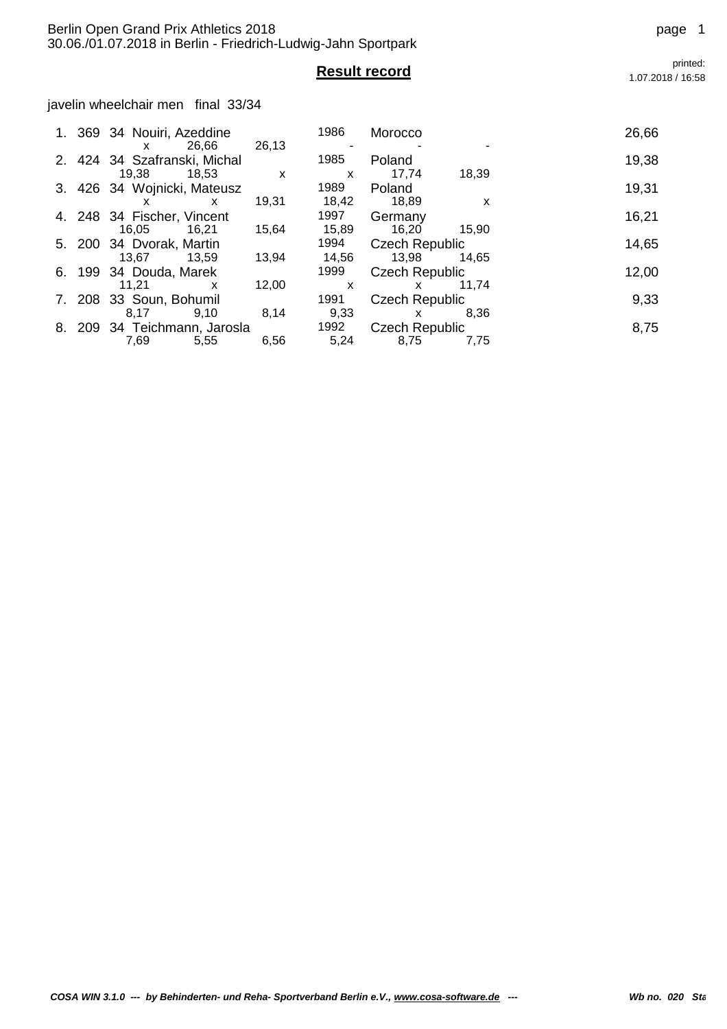# Result record

javelin wheelchair men final 33/34

| Rank | Bib | Class | Name | Year | Country | Result |
|---|---|---|---|---|---|---|
| 1. | 369 | 34 | Nouiri, Azeddine | 1986 | Morocco | 26,66 |
| | | | x 26,66 26,13 | - | - - | |
| 2. | 424 | 34 | Szafranski, Michal | 1985 | Poland | 19,38 |
| | | | 19,38 18,53 x | x | 17,74 18,39 | |
| 3. | 426 | 34 | Wojnicki, Mateusz | 1989 | Poland | 19,31 |
| | | | x x 19,31 | 18,42 | 18,89 x | |
| 4. | 248 | 34 | Fischer, Vincent | 1997 | Germany | 16,21 |
| | | | 16,05 16,21 15,64 | 15,89 | 16,20 15,90 | |
| 5. | 200 | 34 | Dvorak, Martin | 1994 | Czech Republic | 14,65 |
| | | | 13,67 13,59 13,94 | 14,56 | 13,98 14,65 | |
| 6. | 199 | 34 | Douda, Marek | 1999 | Czech Republic | 12,00 |
| | | | 11,21 x 12,00 | x | x 11,74 | |
| 7. | 208 | 33 | Soun, Bohumil | 1991 | Czech Republic | 9,33 |
| | | | 8,17 9,10 8,14 | 9,33 | x 8,36 | |
| 8. | 209 | 34 | Teichmann, Jarosla | 1992 | Czech Republic | 8,75 |
| | | | 7,69 5,55 6,56 | 5,24 | 8,75 7,75 | |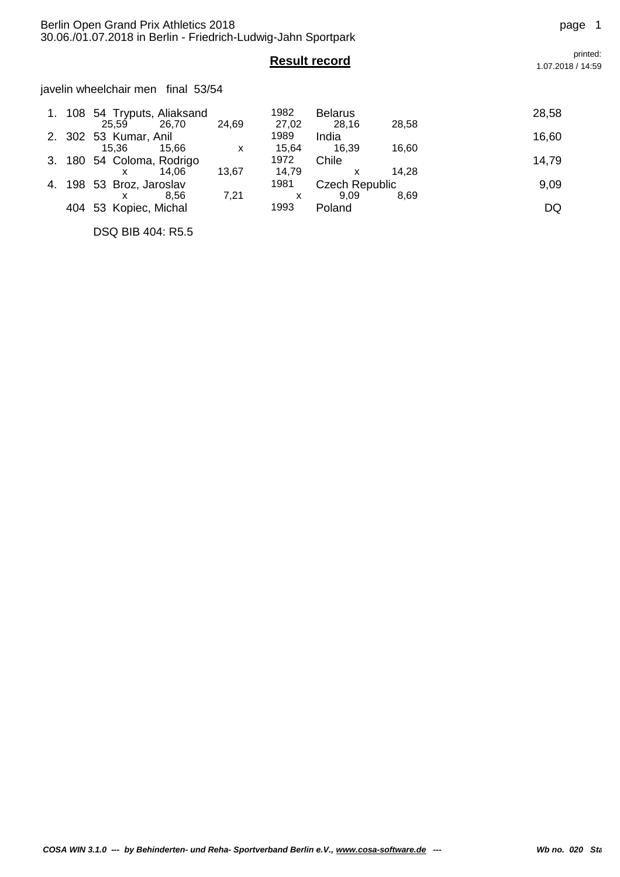Berlin Open Grand Prix Athletics 2018
30.06./01.07.2018 in Berlin - Friedrich-Ludwig-Jahn Sportpark

## Result record

printed: 1.07.2018 / 14:59

javelin wheelchair men final 53/54

| Rank | Bib | Class | Name | Year | Country | Result |
|---|---|---|---|---|---|---|
| 1. | 108 | 54 | Tryputs, Aliaksand | 1982 | Belarus | 28,58 |
| | | | 25,59 · 26,70 · 24,69 · 27,02 · 28,16 · 28,58 | | | |
| 2. | 302 | 53 | Kumar, Anil | 1989 | India | 16,60 |
| | | | 15,36 · 15,66 · x · 15,64 · 16,39 · 16,60 | | | |
| 3. | 180 | 54 | Coloma, Rodrigo | 1972 | Chile | 14,79 |
| | | | x · 14,06 · 13,67 · 14,79 · x · 14,28 | | | |
| 4. | 198 | 53 | Broz, Jaroslav | 1981 | Czech Republic | 9,09 |
| | | | x · 8,56 · 7,21 · x · 9,09 · 8,69 | | | |
| | 404 | 53 | Kopiec, Michal | 1993 | Poland | DQ |

DSQ BIB 404: R5.5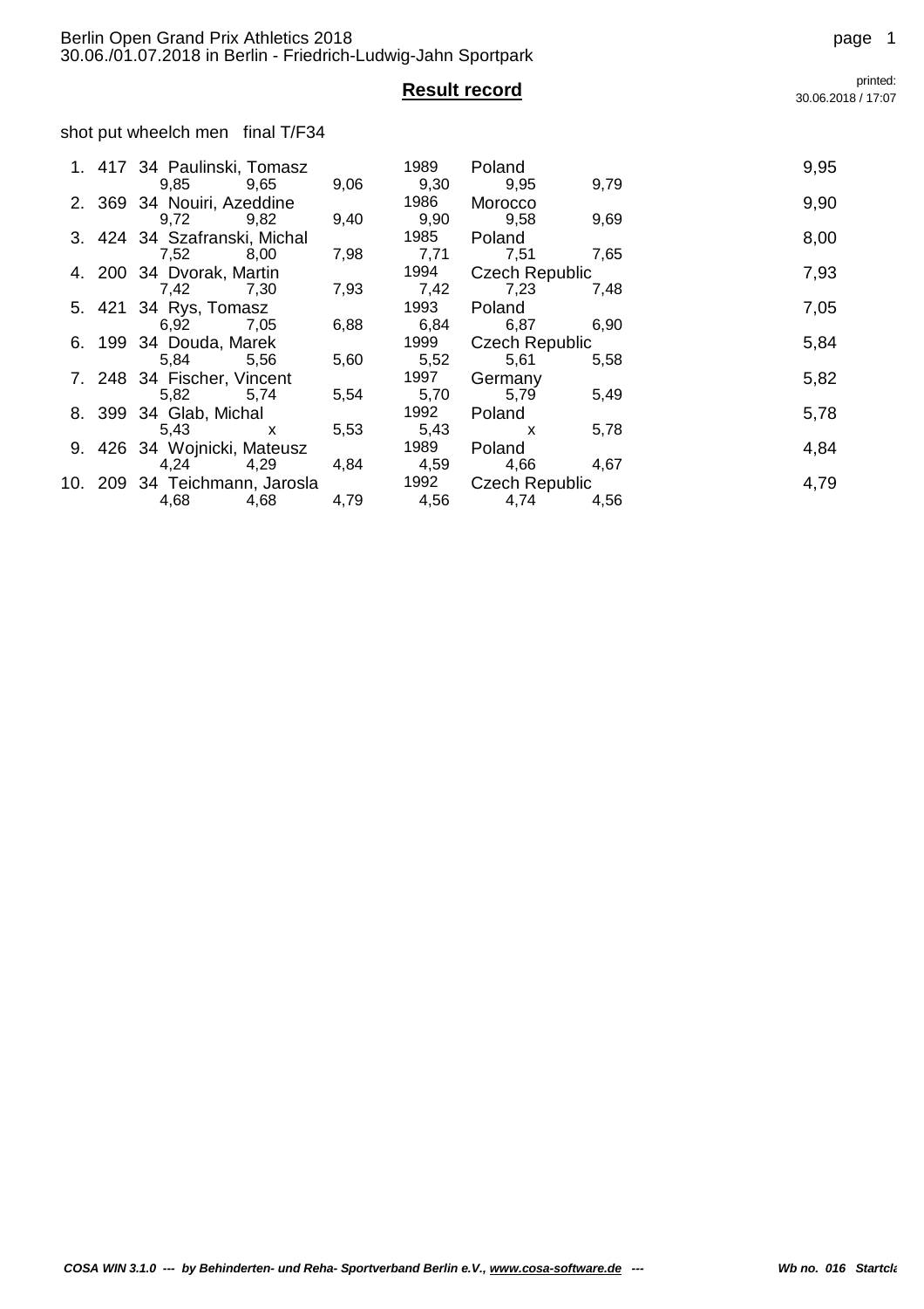Berlin Open Grand Prix Athletics 2018
30.06./01.07.2018 in Berlin - Friedrich-Ludwig-Jahn Sportpark

## Result record

printed: 30.06.2018 / 17:07

shot put wheelch men final T/F34

| Rank | No. | Class | Name | Year | Nation | Result |
|---|---|---|---|---|---|---|
| 1. | 417 | 34 | Paulinski, Tomasz | 1989 | Poland | 9,95 |
| | | | 9,85 / 9,65 / 9,06 | 9,30 | 9,95 / 9,79 | |
| 2. | 369 | 34 | Nouiri, Azeddine | 1986 | Morocco | 9,90 |
| | | | 9,72 / 9,82 / 9,40 | 9,90 | 9,58 / 9,69 | |
| 3. | 424 | 34 | Szafranski, Michal | 1985 | Poland | 8,00 |
| | | | 7,52 / 8,00 / 7,98 | 7,71 | 7,51 / 7,65 | |
| 4. | 200 | 34 | Dvorak, Martin | 1994 | Czech Republic | 7,93 |
| | | | 7,42 / 7,30 / 7,93 | 7,42 | 7,23 / 7,48 | |
| 5. | 421 | 34 | Rys, Tomasz | 1993 | Poland | 7,05 |
| | | | 6,92 / 7,05 / 6,88 | 6,84 | 6,87 / 6,90 | |
| 6. | 199 | 34 | Douda, Marek | 1999 | Czech Republic | 5,84 |
| | | | 5,84 / 5,56 / 5,60 | 5,52 | 5,61 / 5,58 | |
| 7. | 248 | 34 | Fischer, Vincent | 1997 | Germany | 5,82 |
| | | | 5,82 / 5,74 / 5,54 | 5,70 | 5,79 / 5,49 | |
| 8. | 399 | 34 | Glab, Michal | 1992 | Poland | 5,78 |
| | | | 5,43 / x / 5,53 | 5,43 | x / 5,78 | |
| 9. | 426 | 34 | Wojnicki, Mateusz | 1989 | Poland | 4,84 |
| | | | 4,24 / 4,29 / 4,84 | 4,59 | 4,66 / 4,67 | |
| 10. | 209 | 34 | Teichmann, Jarosla | 1992 | Czech Republic | 4,79 |
| | | | 4,68 / 4,68 / 4,79 | 4,56 | 4,74 / 4,56 | |

COSA WIN 3.1.0 --- by Behinderten- und Reha- Sportverband Berlin e.V., www.cosa-software.de --- Wb no. 016 Startcla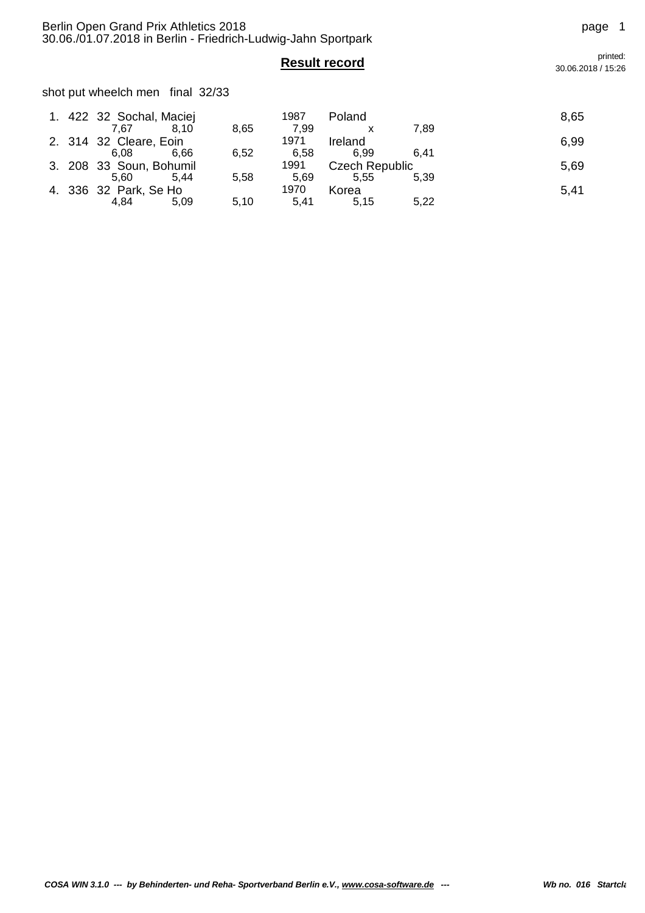Berlin Open Grand Prix Athletics 2018
30.06./01.07.2018 in Berlin - Friedrich-Ludwig-Jahn Sportpark

printed: 30.06.2018 / 15:26

## Result record

shot put wheelch men final 32/33

| Rank | Bib | Class | Name | Year | Country | Result |
|---|---|---|---|---|---|---|
| 1. | 422 | 32 | Sochal, Maciej | 1987 | Poland | 8,65 |
| | | | 7,67 / 8,10 / 8,65 | 7,99 | x / 7,89 | |
| 2. | 314 | 32 | Cleare, Eoin | 1971 | Ireland | 6,99 |
| | | | 6,08 / 6,66 / 6,52 | 6,58 | 6,99 / 6,41 | |
| 3. | 208 | 33 | Soun, Bohumil | 1991 | Czech Republic | 5,69 |
| | | | 5,60 / 5,44 / 5,58 | 5,69 | 5,55 / 5,39 | |
| 4. | 336 | 32 | Park, Se Ho | 1970 | Korea | 5,41 |
| | | | 4,84 / 5,09 / 5,10 | 5,41 | 5,15 / 5,22 | |

*COSA WIN 3.1.0 --- by Behinderten- und Reha- Sportverband Berlin e.V., www.cosa-software.de ---* *Wb no. 016 Startcla*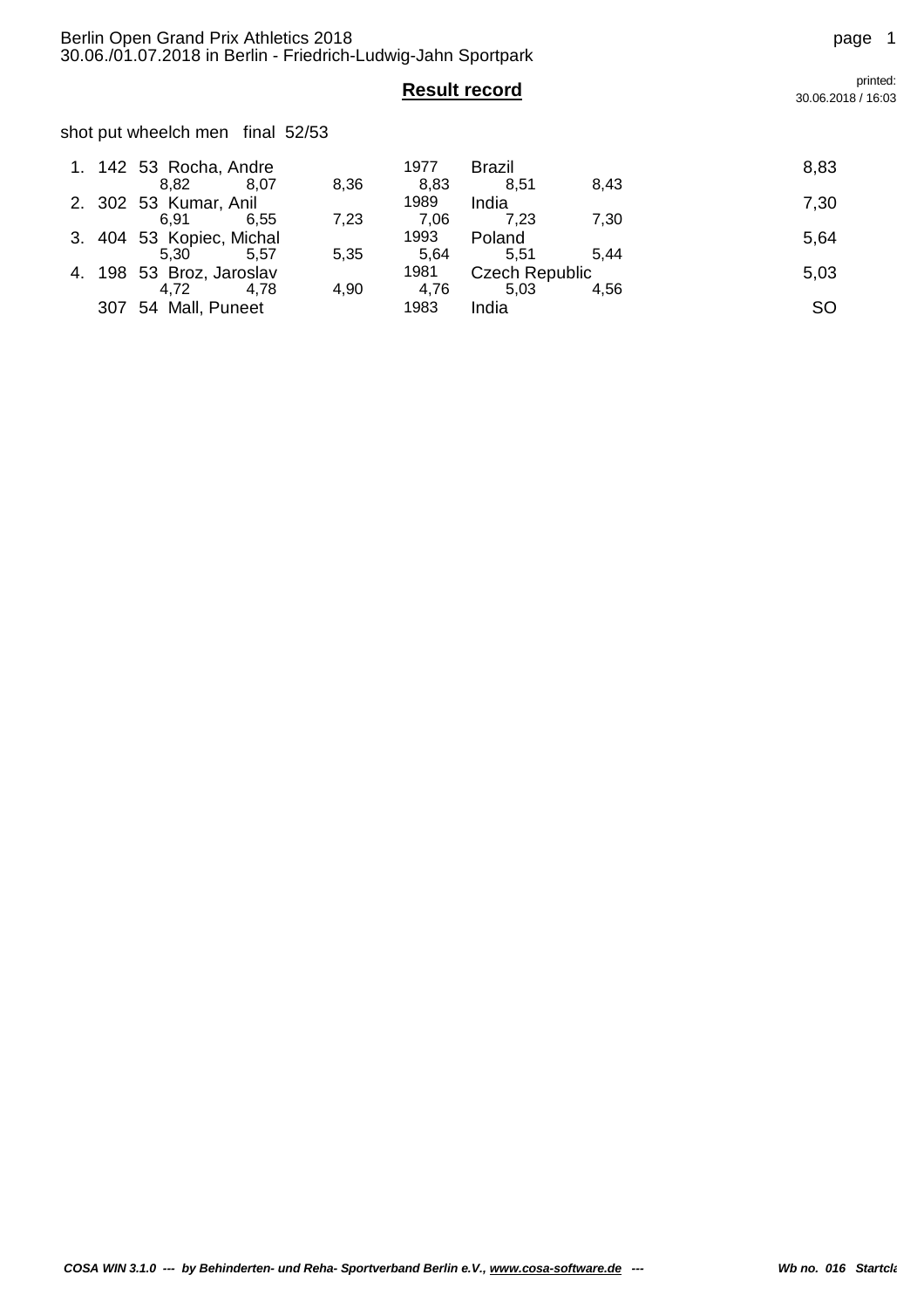Berlin Open Grand Prix Athletics 2018
30.06./01.07.2018 in Berlin - Friedrich-Ludwig-Jahn Sportpark

printed: 30.06.2018 / 16:03

## Result record

shot put wheelch men   final  52/53

| Rank | Bib | Class | Name | Year | Country | Result |
|---|---|---|---|---|---|---|
| 1. | 142 | 53 | Rocha, Andre | 1977 | Brazil | 8,83 |
| | | | 8,82 / 8,07 / 8,36 / 8,83 / 8,51 / 8,43 | | | |
| 2. | 302 | 53 | Kumar, Anil | 1989 | India | 7,30 |
| | | | 6,91 / 6,55 / 7,23 / 7,06 / 7,23 / 7,30 | | | |
| 3. | 404 | 53 | Kopiec, Michal | 1993 | Poland | 5,64 |
| | | | 5,30 / 5,57 / 5,35 / 5,64 / 5,51 / 5,44 | | | |
| 4. | 198 | 53 | Broz, Jaroslav | 1981 | Czech Republic | 5,03 |
| | | | 4,72 / 4,78 / 4,90 / 4,76 / 5,03 / 4,56 | | | |
| | 307 | 54 | Mall, Puneet | 1983 | India | SO |

*COSA WIN 3.1.0 --- by Behinderten- und Reha- Sportverband Berlin e.V., www.cosa-software.de ---*   *Wb no. 016 Startcla*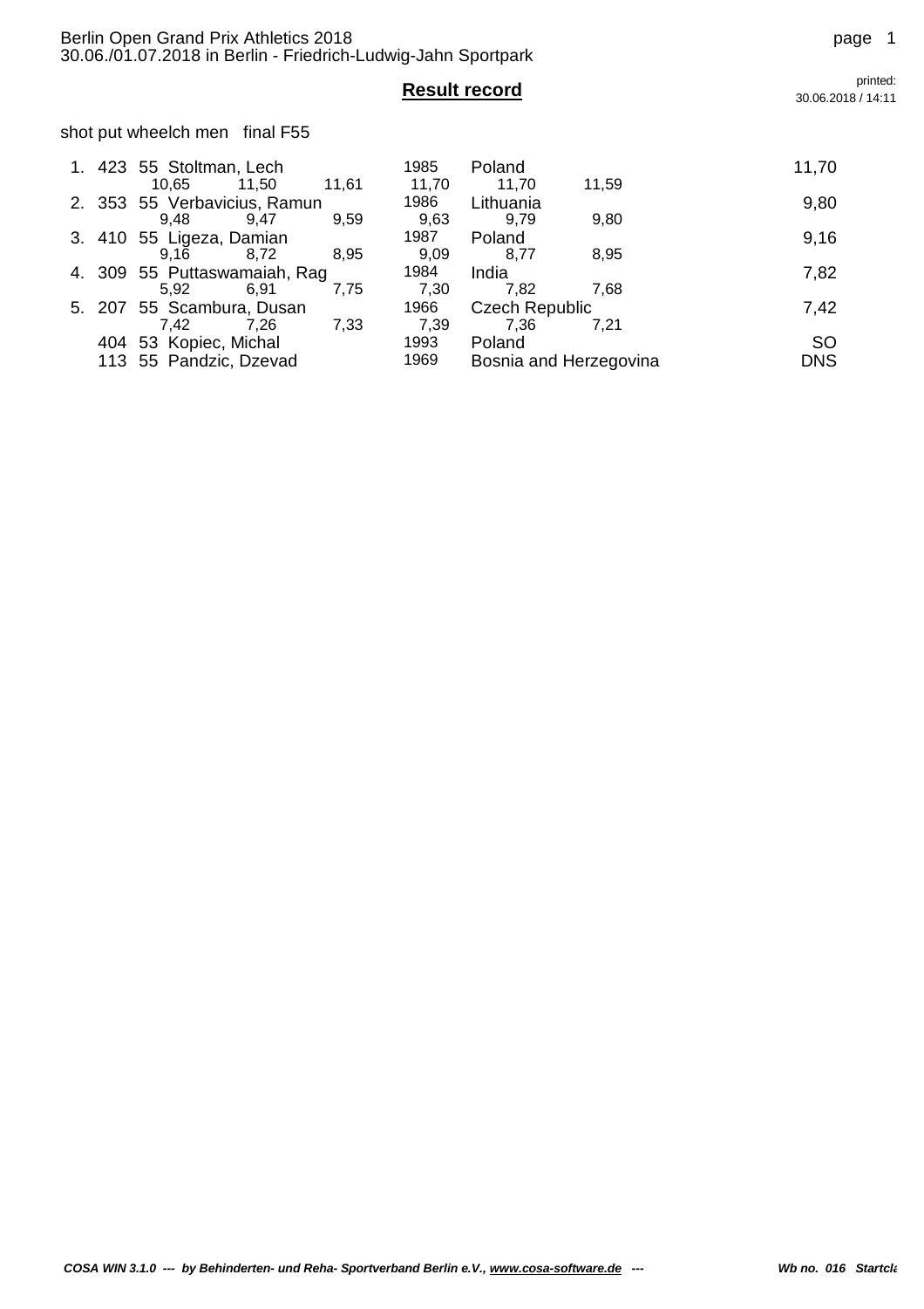Berlin Open Grand Prix Athletics 2018
30.06./01.07.2018 in Berlin - Friedrich-Ludwig-Jahn Sportpark

printed: 30.06.2018 / 14:11

## Result record

shot put wheelch men   final F55

| Rank | Bib | Class | Name | Year | Country | Result |
|---|---|---|---|---|---|---|
| 1. | 423 | 55 | Stoltman, Lech | 1985 | Poland | 11,70 |
| | | | 10,65   11,50   11,61 | 11,70 | 11,70   11,59 | |
| 2. | 353 | 55 | Verbavicius, Ramun | 1986 | Lithuania | 9,80 |
| | | | 9,48   9,47   9,59 | 9,63 | 9,79   9,80 | |
| 3. | 410 | 55 | Ligeza, Damian | 1987 | Poland | 9,16 |
| | | | 9,16   8,72   8,95 | 9,09 | 8,77   8,95 | |
| 4. | 309 | 55 | Puttaswamaiah, Rag | 1984 | India | 7,82 |
| | | | 5,92   6,91   7,75 | 7,30 | 7,82   7,68 | |
| 5. | 207 | 55 | Scambura, Dusan | 1966 | Czech Republic | 7,42 |
| | | | 7,42   7,26   7,33 | 7,39 | 7,36   7,21 | |
| | 404 | 53 | Kopiec, Michal | 1993 | Poland | SO |
| | 113 | 55 | Pandzic, Dzevad | 1969 | Bosnia and Herzegovina | DNS |

*COSA WIN 3.1.0 --- by Behinderten- und Reha- Sportverband Berlin e.V., www.cosa-software.de ---* *Wb no. 016 Startcla*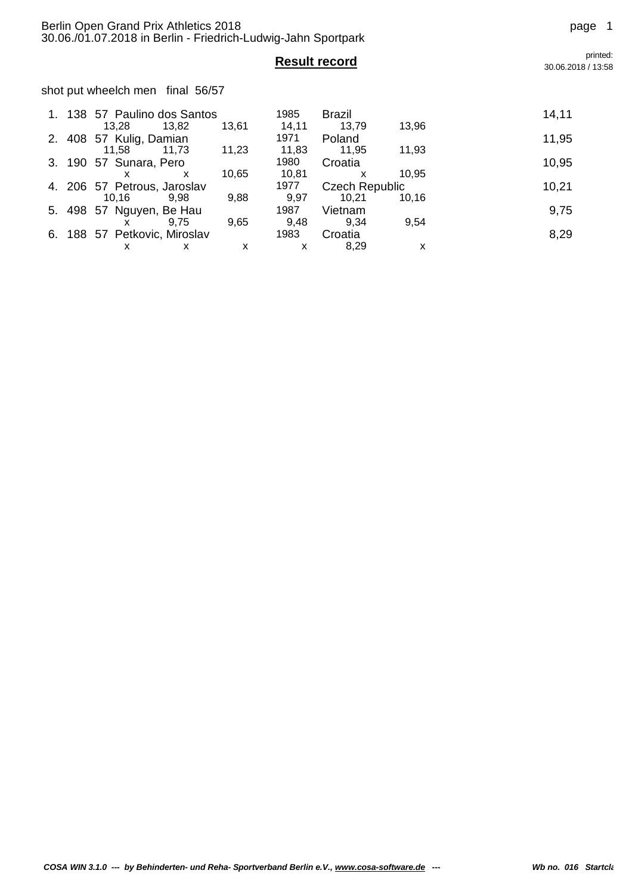# Result record

shot put wheelch men   final  56/57

| Place | Bib | Class | Name | Year | Nation | Result |
|---|---|---|---|---|---|---|
| 1. | 138 | 57 | Paulino dos Santos | 1985 | Brazil | 14,11 |
| | | | 13,28 / 13,82 / 13,61 / 14,11 / 13,79 / 13,96 | | | |
| 2. | 408 | 57 | Kulig, Damian | 1971 | Poland | 11,95 |
| | | | 11,58 / 11,73 / 11,23 / 11,83 / 11,95 / 11,93 | | | |
| 3. | 190 | 57 | Sunara, Pero | 1980 | Croatia | 10,95 |
| | | | x / x / 10,65 / 10,81 / x / 10,95 | | | |
| 4. | 206 | 57 | Petrous, Jaroslav | 1977 | Czech Republic | 10,21 |
| | | | 10,16 / 9,98 / 9,88 / 9,97 / 10,21 / 10,16 | | | |
| 5. | 498 | 57 | Nguyen, Be Hau | 1987 | Vietnam | 9,75 |
| | | | x / 9,75 / 9,65 / 9,48 / 9,34 / 9,54 | | | |
| 6. | 188 | 57 | Petkovic, Miroslav | 1983 | Croatia | 8,29 |
| | | | x / x / x / x / 8,29 / x | | | |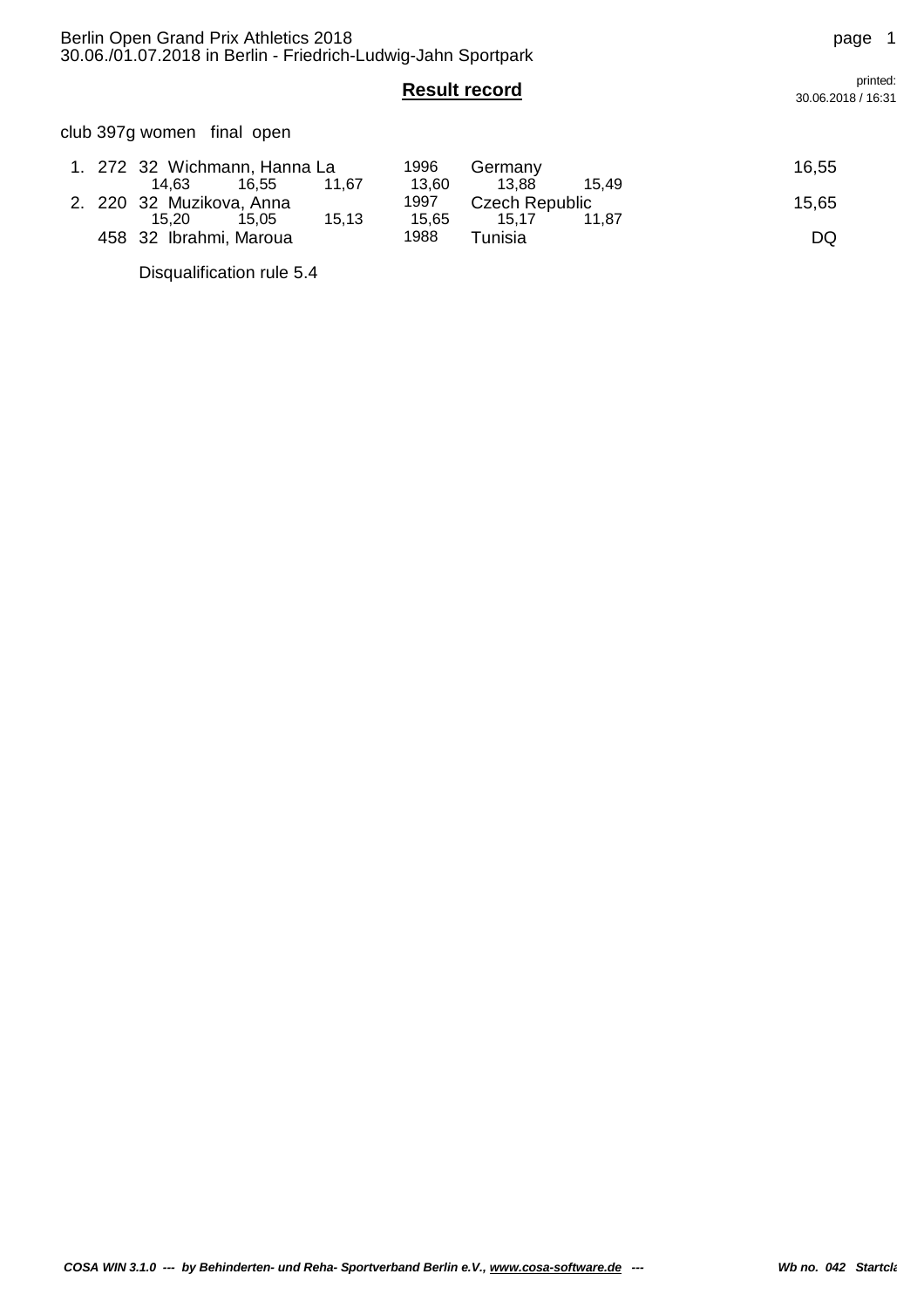Berlin Open Grand Prix Athletics 2018
30.06./01.07.2018 in Berlin - Friedrich-Ludwig-Jahn Sportpark

## Result record

printed: 30.06.2018 / 16:31

club 397g women   final  open

| Rank | Bib | Class | Name | Year | Country | Result |
|---|---|---|---|---|---|---|
| 1. | 272 | 32 | Wichmann, Hanna La | 1996 | Germany | 16,55 |
| | | | 14,63   16,55   11,67 | 13,60 | 13,88   15,49 | |
| 2. | 220 | 32 | Muzikova, Anna | 1997 | Czech Republic | 15,65 |
| | | | 15,20   15,05   15,13 | 15,65 | 15,17   11,87 | |
| | 458 | 32 | Ibrahmi, Maroua | 1988 | Tunisia | DQ |

Disqualification rule 5.4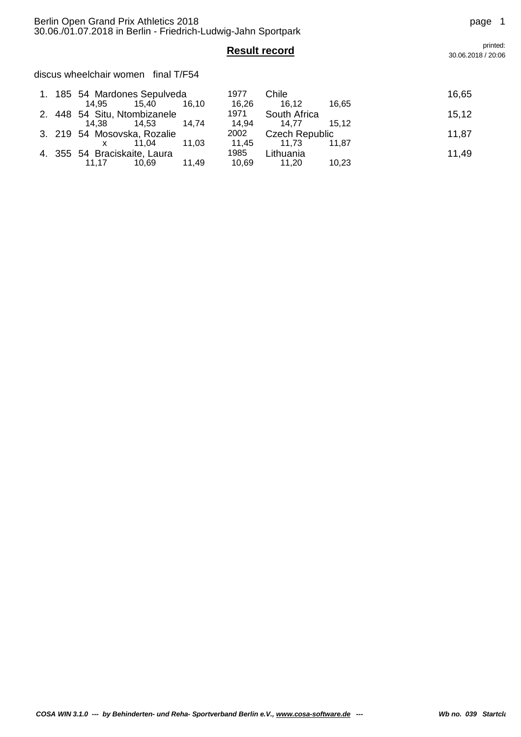Berlin Open Grand Prix Athletics 2018
30.06./01.07.2018 in Berlin - Friedrich-Ludwig-Jahn Sportpark

## **Result record**

printed: 30.06.2018 / 20:06

discus wheelchair women final T/F54

| Rank | Bib | Class | Name | Year | Country | Result |
|---|---|---|---|---|---|---|
| 1. | 185 | 54 | Mardones Sepulveda | 1977 | Chile | 16,65 |
| | | | 14,95 15,40 16,10 | 16,26 | 16,12 16,65 | |
| 2. | 448 | 54 | Situ, Ntombizanele | 1971 | South Africa | 15,12 |
| | | | 14,38 14,53 14,74 | 14,94 | 14,77 15,12 | |
| 3. | 219 | 54 | Mosovska, Rozalie | 2002 | Czech Republic | 11,87 |
| | | | x 11,04 11,03 | 11,45 | 11,73 11,87 | |
| 4. | 355 | 54 | Braciskaite, Laura | 1985 | Lithuania | 11,49 |
| | | | 11,17 10,69 11,49 | 10,69 | 11,20 10,23 | |

*COSA WIN 3.1.0 --- by Behinderten- und Reha- Sportverband Berlin e.V., www.cosa-software.de ---* *Wb no. 039 Startcla*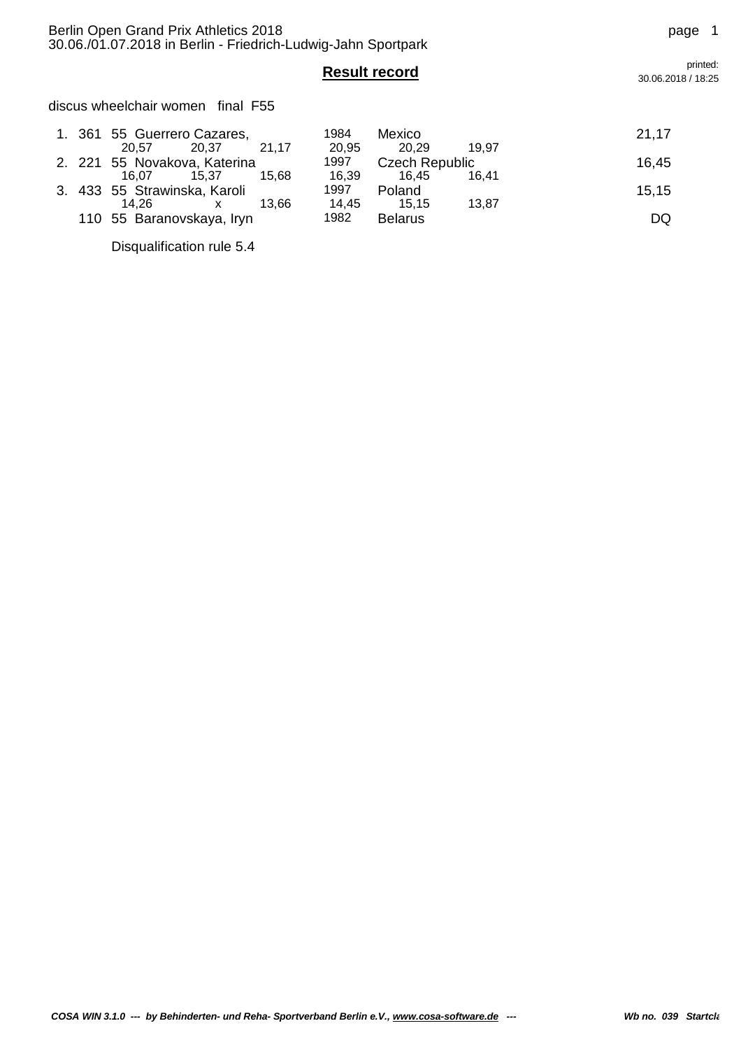Berlin Open Grand Prix Athletics 2018
30.06./01.07.2018 in Berlin - Friedrich-Ludwig-Jahn Sportpark

printed:
30.06.2018 / 18:25

## Result record

discus wheelchair women final F55

| Rank | Bib | Class | Name | Year | Country | Result |
|---|---|---|---|---|---|---|
| 1. | 361 | 55 | Guerrero Cazares, | 1984 | Mexico | 21,17 |
| | | | 20,57 / 20,37 / 21,17 | 20,95 | 20,29 / 19,97 | |
| 2. | 221 | 55 | Novakova, Katerina | 1997 | Czech Republic | 16,45 |
| | | | 16,07 / 15,37 / 15,68 | 16,39 | 16,45 / 16,41 | |
| 3. | 433 | 55 | Strawinska, Karoli | 1997 | Poland | 15,15 |
| | | | 14,26 / x / 13,66 | 14,45 | 15,15 / 13,87 | |
| | 110 | 55 | Baranovskaya, Iryn | 1982 | Belarus | DQ |

Disqualification rule 5.4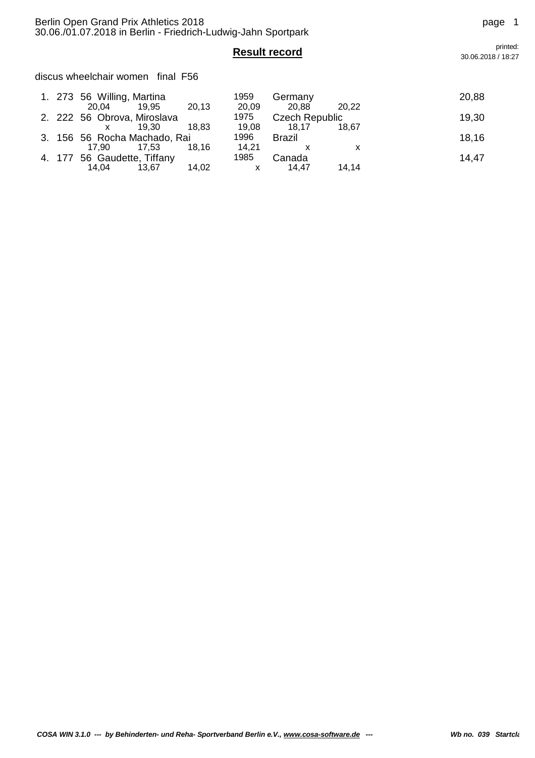## Result record

discus wheelchair women   final  F56

| Place | Bib | Class | Name | Year | Country | Result |
|---|---|---|---|---|---|---|
| 1. | 273 | 56 | Willing, Martina | 1959 | Germany | 20,88 |
| | | | 20,04 · 19,95 · 20,13 | 20,09 | 20,88 · 20,22 | |
| 2. | 222 | 56 | Obrova, Miroslava | 1975 | Czech Republic | 19,30 |
| | | | x · 19,30 · 18,83 | 19,08 | 18,17 · 18,67 | |
| 3. | 156 | 56 | Rocha Machado, Rai | 1996 | Brazil | 18,16 |
| | | | 17,90 · 17,53 · 18,16 | 14,21 | x · x | |
| 4. | 177 | 56 | Gaudette, Tiffany | 1985 | Canada | 14,47 |
| | | | 14,04 · 13,67 · 14,02 | x | 14,47 · 14,14 | |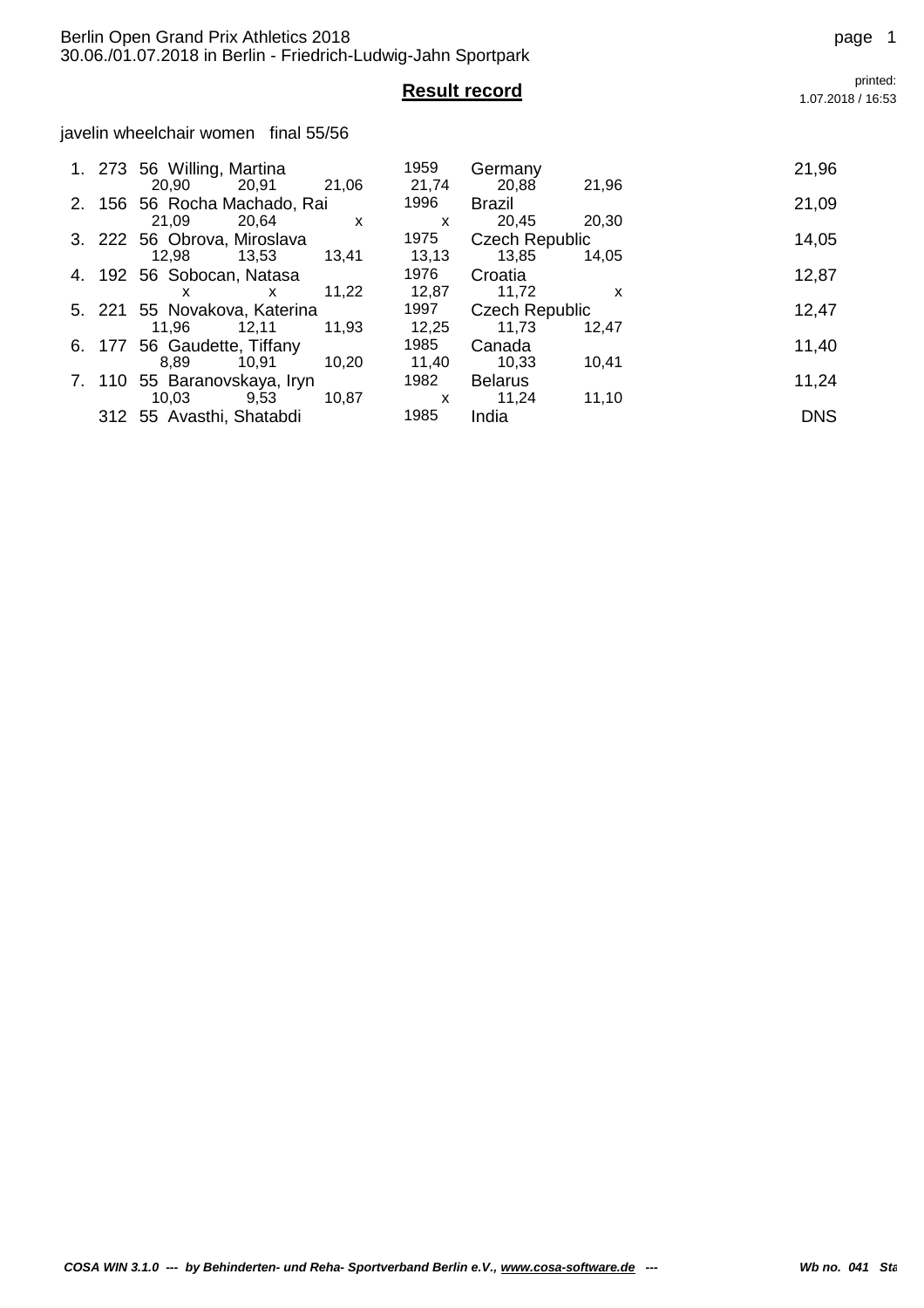## Result record

javelin wheelchair women final 55/56

| Rank | Bib | Class | Name | Year | Nation | Result |
|---|---|---|---|---|---|---|
| 1. | 273 | 56 | Willing, Martina | 1959 | Germany | 21,96 |
| | | | 20,90 20,91 21,06 | 21,74 | 20,88 21,96 | |
| 2. | 156 | 56 | Rocha Machado, Rai | 1996 | Brazil | 21,09 |
| | | | 21,09 20,64 x | x | 20,45 20,30 | |
| 3. | 222 | 56 | Obrova, Miroslava | 1975 | Czech Republic | 14,05 |
| | | | 12,98 13,53 13,41 | 13,13 | 13,85 14,05 | |
| 4. | 192 | 56 | Sobocan, Natasa | 1976 | Croatia | 12,87 |
| | | | x x 11,22 | 12,87 | 11,72 x | |
| 5. | 221 | 55 | Novakova, Katerina | 1997 | Czech Republic | 12,47 |
| | | | 11,96 12,11 11,93 | 12,25 | 11,73 12,47 | |
| 6. | 177 | 56 | Gaudette, Tiffany | 1985 | Canada | 11,40 |
| | | | 8,89 10,91 10,20 | 11,40 | 10,33 10,41 | |
| 7. | 110 | 55 | Baranovskaya, Iryn | 1982 | Belarus | 11,24 |
| | | | 10,03 9,53 10,87 | x | 11,24 11,10 | |
| | 312 | 55 | Avasthi, Shatabdi | 1985 | India | DNS |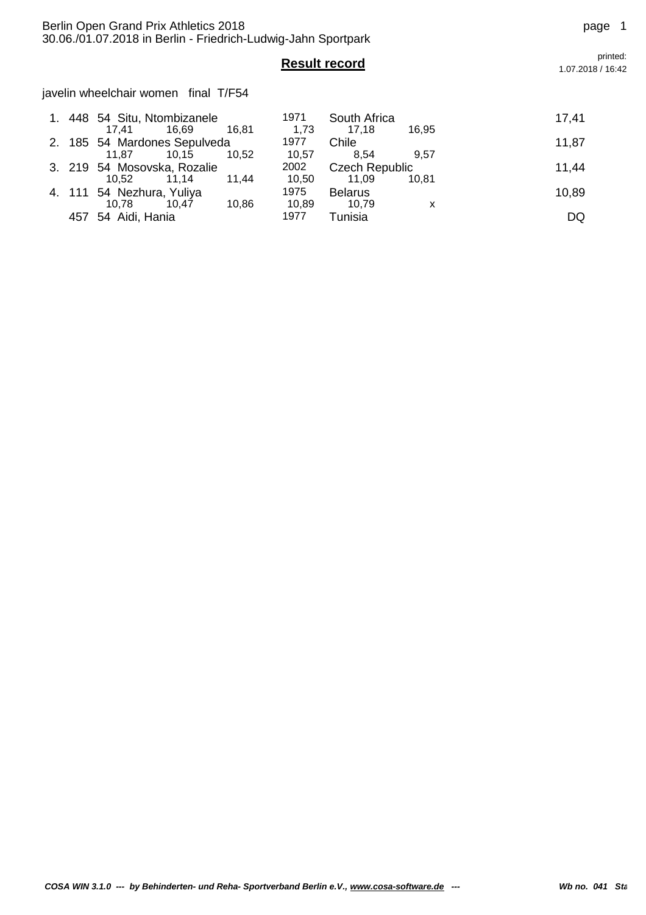Berlin Open Grand Prix Athletics 2018
30.06./01.07.2018 in Berlin - Friedrich-Ludwig-Jahn Sportpark

## Result record

printed: 1.07.2018 / 16:42

javelin wheelchair women final T/F54

| Rank | Bib | Class | Name | Year | Country | Result |
|---|---|---|---|---|---|---|
| 1. | 448 | 54 | Situ, Ntombizanele | 1971 | South Africa | 17,41 |
| | | | 17,41 16,69 16,81 | 1,73 | 17,18 16,95 | |
| 2. | 185 | 54 | Mardones Sepulveda | 1977 | Chile | 11,87 |
| | | | 11,87 10,15 10,52 | 10,57 | 8,54 9,57 | |
| 3. | 219 | 54 | Mosovska, Rozalie | 2002 | Czech Republic | 11,44 |
| | | | 10,52 11,14 11,44 | 10,50 | 11,09 10,81 | |
| 4. | 111 | 54 | Nezhura, Yuliya | 1975 | Belarus | 10,89 |
| | | | 10,78 10,47 10,86 | 10,89 | 10,79 x | |
| | 457 | 54 | Aidi, Hania | 1977 | Tunisia | DQ |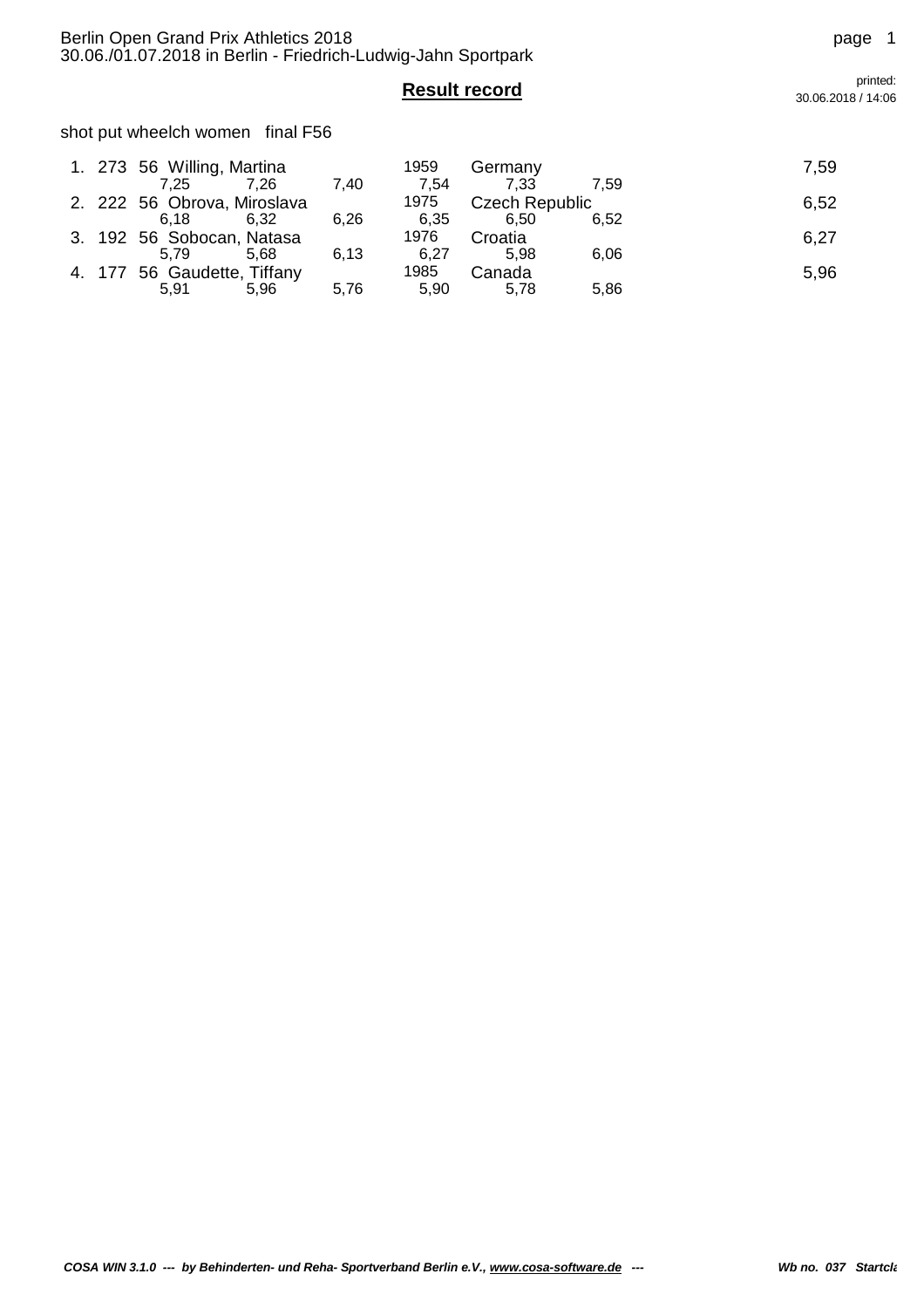## Result record

shot put wheelch women final F56

| | | | | | | | | | | |
|---|---|---|---|---|---|---|---|---|---|---|
| 1. | 273 | 56 | Willing, Martina | | | 1959 | Germany | | | 7,59 |
| | | | 7,25 | 7,26 | 7,40 | 7,54 | 7,33 | 7,59 | | |
| 2. | 222 | 56 | Obrova, Miroslava | | | 1975 | Czech Republic | | | 6,52 |
| | | | 6,18 | 6,32 | 6,26 | 6,35 | 6,50 | 6,52 | | |
| 3. | 192 | 56 | Sobocan, Natasa | | | 1976 | Croatia | | | 6,27 |
| | | | 5,79 | 5,68 | 6,13 | 6,27 | 5,98 | 6,06 | | |
| 4. | 177 | 56 | Gaudette, Tiffany | | | 1985 | Canada | | | 5,96 |
| | | | 5,91 | 5,96 | 5,76 | 5,90 | 5,78 | 5,86 | | |